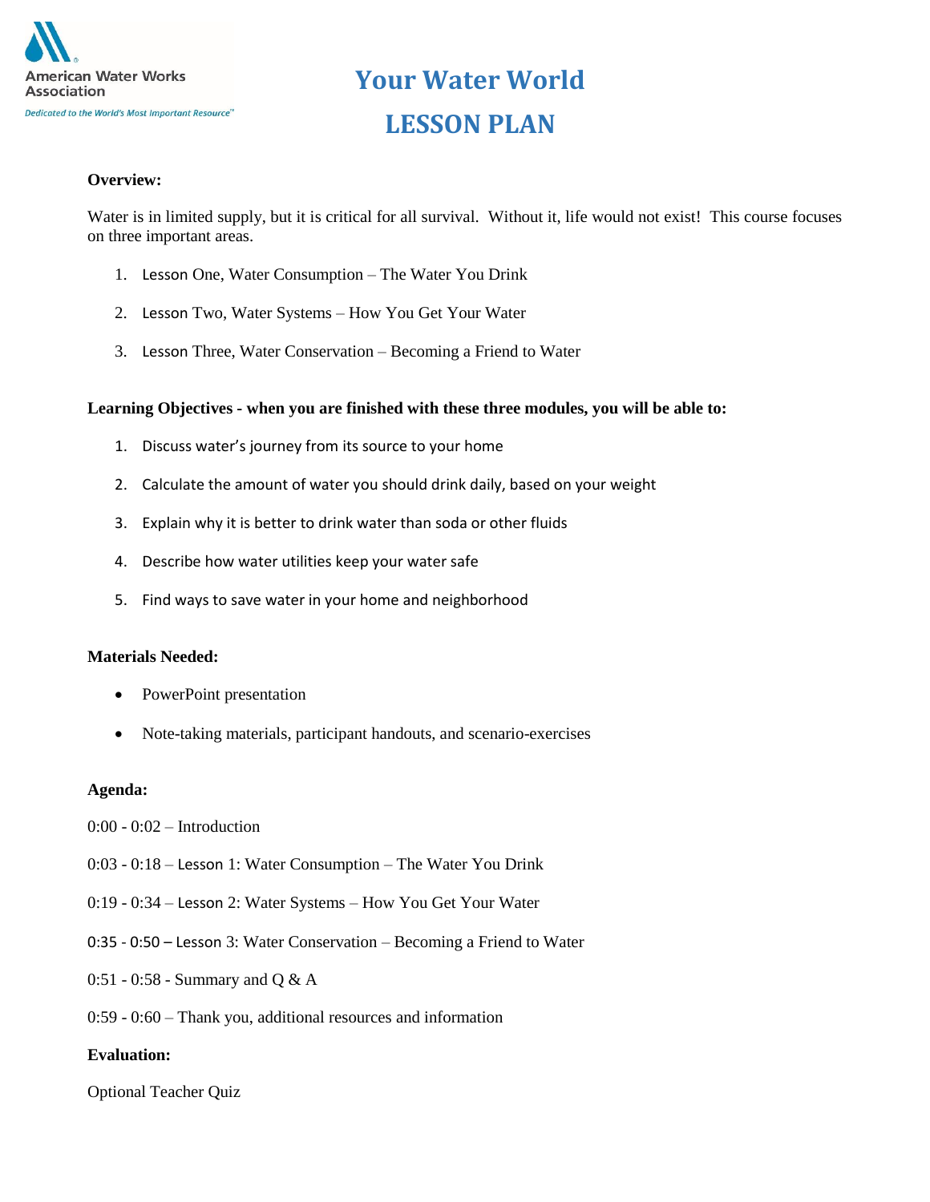American Water Works Association

*Dedicated to the World's Most Important Resource™*

# Your Water World

# LESSON PLAN

**Overview:**

Water is in limited supply, but it is critical for all survival. Without it, life would not exist! This course focuses on three important areas.

1. Lesson One, Water Consumption – The Water You Drink
2. Lesson Two, Water Systems – How You Get Your Water
3. Lesson Three, Water Conservation – Becoming a Friend to Water

**Learning Objectives - when you are finished with these three modules, you will be able to:**

1. Discuss water's journey from its source to your home
2. Calculate the amount of water you should drink daily, based on your weight
3. Explain why it is better to drink water than soda or other fluids
4. Describe how water utilities keep your water safe
5. Find ways to save water in your home and neighborhood

**Materials Needed:**

- PowerPoint presentation
- Note-taking materials, participant handouts, and scenario-exercises

**Agenda:**

0:00 - 0:02 – Introduction

0:03 - 0:18 – Lesson 1: Water Consumption – The Water You Drink

0:19 - 0:34 – Lesson 2: Water Systems – How You Get Your Water

0:35 - 0:50 – Lesson 3: Water Conservation – Becoming a Friend to Water

0:51 - 0:58 - Summary and Q & A

0:59 - 0:60 – Thank you, additional resources and information

**Evaluation:**

Optional Teacher Quiz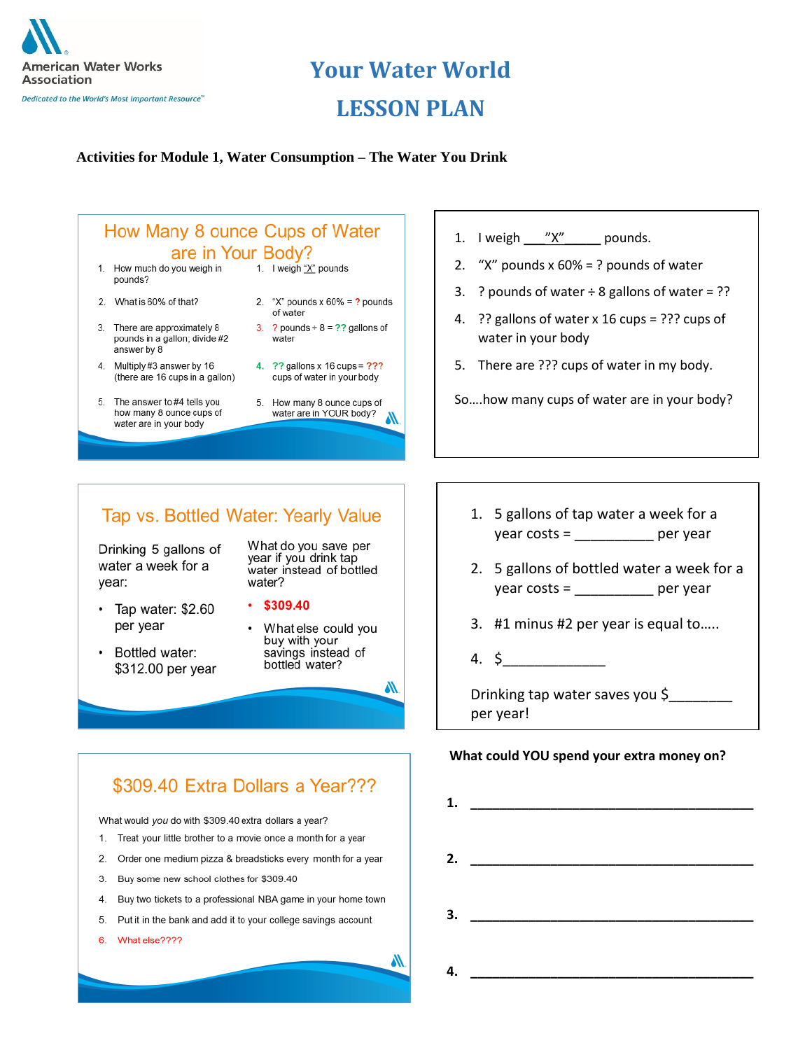# Your Water World

# LESSON PLAN

**Activities for Module 1, Water Consumption – The Water You Drink**

## How Many 8 ounce Cups of Water are in Your Body?

1. How much do you weigh in pounds?
2. What is 60% of that?
3. There are approximately 8 pounds in a gallon; divide #2 answer by 8
4. Multiply #3 answer by 16 (there are 16 cups in a gallon)
5. The answer to #4 tells you how many 8 ounce cups of water are in your body

1. I weigh "X" pounds
2. "X" pounds x 60% = ? pounds of water
3. ? pounds ÷ 8 = ?? gallons of water
4. ?? gallons x 16 cups = ??? cups of water in your body
5. How many 8 ounce cups of water are in YOUR body?

---

1. I weigh \_\_\_"X"\_\_\_\_\_ pounds.
2. "X" pounds x 60% = ? pounds of water
3. ? pounds of water ÷ 8 gallons of water = ??
4. ?? gallons of water x 16 cups = ??? cups of water in your body
5. There are ??? cups of water in my body.

So….how many cups of water are in your body?

## Tap vs. Bottled Water: Yearly Value

Drinking 5 gallons of water a week for a year:

- Tap water: $2.60 per year
- Bottled water: $312.00 per year

What do you save per year if you drink tap water instead of bottled water?

- $309.40
- What else could you buy with your savings instead of bottled water?

---

1. 5 gallons of tap water a week for a year costs = \_\_\_\_\_\_\_\_\_\_ per year
2. 5 gallons of bottled water a week for a year costs = \_\_\_\_\_\_\_\_\_\_ per year
3. #1 minus #2 per year is equal to…..
4. $\_\_\_\_\_\_\_\_\_\_\_\_\_\_

Drinking tap water saves you $\_\_\_\_\_\_\_\_ per year!

## $309.40 Extra Dollars a Year???

What would *you* do with $309.40 extra dollars a year?

1. Treat your little brother to a movie once a month for a year
2. Order one medium pizza & breadsticks every month for a year
3. Buy some new school clothes for $309.40
4. Buy two tickets to a professional NBA game in your home town
5. Put it in the bank and add it to your college savings account
6. What else????

---

**What could YOU spend your extra money on?**

**1.** \_\_\_\_\_\_\_\_\_\_\_\_\_\_\_\_\_\_\_\_\_\_\_\_\_\_\_\_\_\_\_\_\_\_\_\_\_\_

**2.** \_\_\_\_\_\_\_\_\_\_\_\_\_\_\_\_\_\_\_\_\_\_\_\_\_\_\_\_\_\_\_\_\_\_\_\_\_\_

**3.** \_\_\_\_\_\_\_\_\_\_\_\_\_\_\_\_\_\_\_\_\_\_\_\_\_\_\_\_\_\_\_\_\_\_\_\_\_\_

**4.** \_\_\_\_\_\_\_\_\_\_\_\_\_\_\_\_\_\_\_\_\_\_\_\_\_\_\_\_\_\_\_\_\_\_\_\_\_\_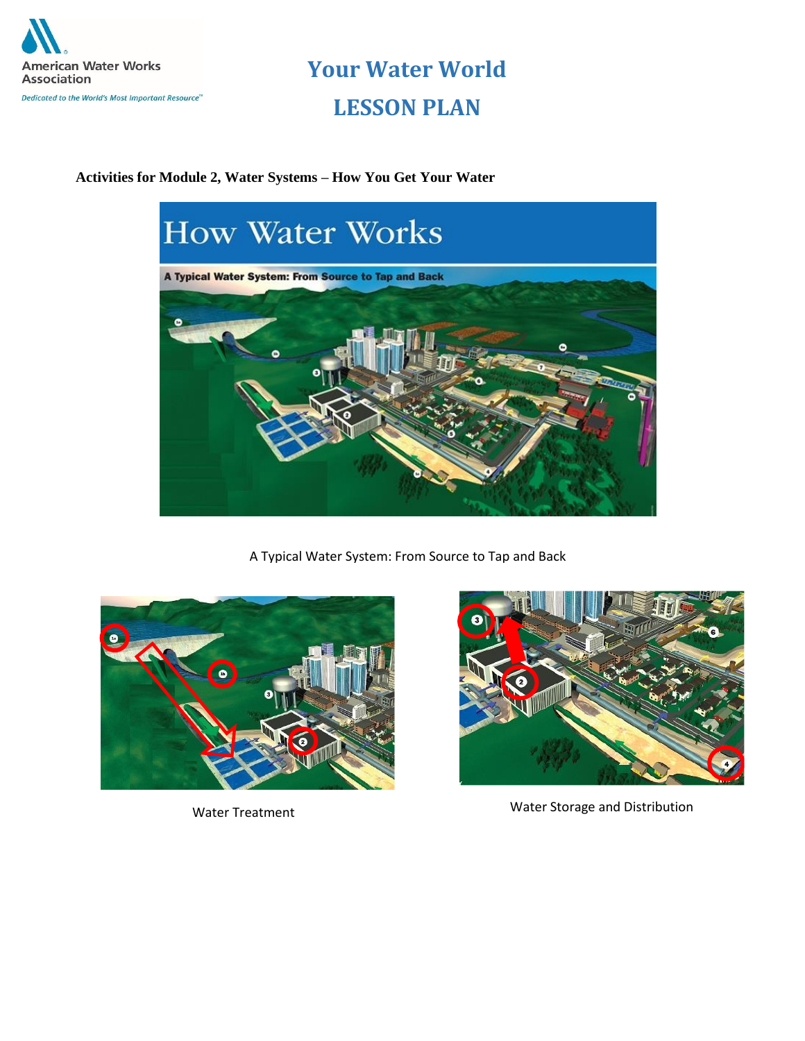# Your Water World

# LESSON PLAN

**Activities for Module 2, Water Systems – How You Get Your Water**

A Typical Water System: From Source to Tap and Back

Water Treatment

Water Storage and Distribution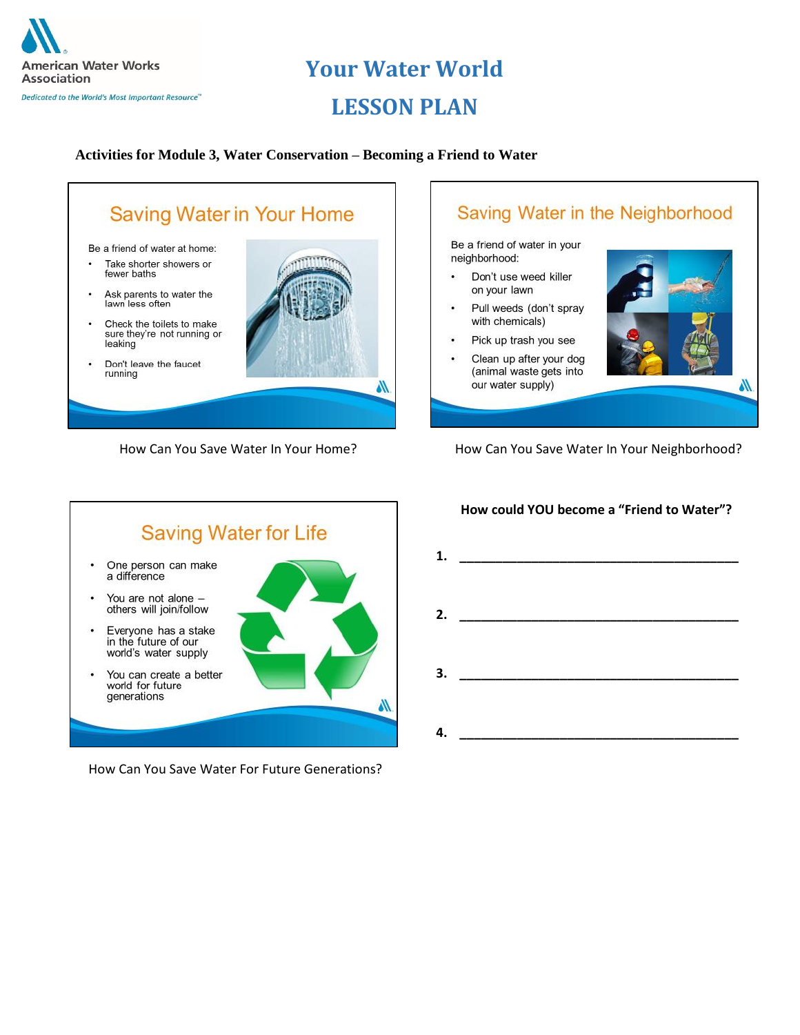American Water Works Association

*Dedicated to the World's Most Important Resource*™

# Your Water World

# LESSON PLAN

**Activities for Module 3, Water Conservation – Becoming a Friend to Water**

## Saving Water in Your Home

Be a friend of water at home:

- Take shorter showers or fewer baths
- Ask parents to water the lawn less often
- Check the toilets to make sure they're not running or leaking
- Don't leave the faucet running

How Can You Save Water In Your Home?

## Saving Water in the Neighborhood

Be a friend of water in your neighborhood:

- Don't use weed killer on your lawn
- Pull weeds (don't spray with chemicals)
- Pick up trash you see
- Clean up after your dog (animal waste gets into our water supply)

How Can You Save Water In Your Neighborhood?

## Saving Water for Life

- One person can make a difference
- You are not alone – others will join/follow
- Everyone has a stake in the future of our world's water supply
- You can create a better world for future generations

How Can You Save Water For Future Generations?

**How could YOU become a "Friend to Water"?**

**1.** ________________________________________

**2.** ________________________________________

**3.** ________________________________________

**4.** ________________________________________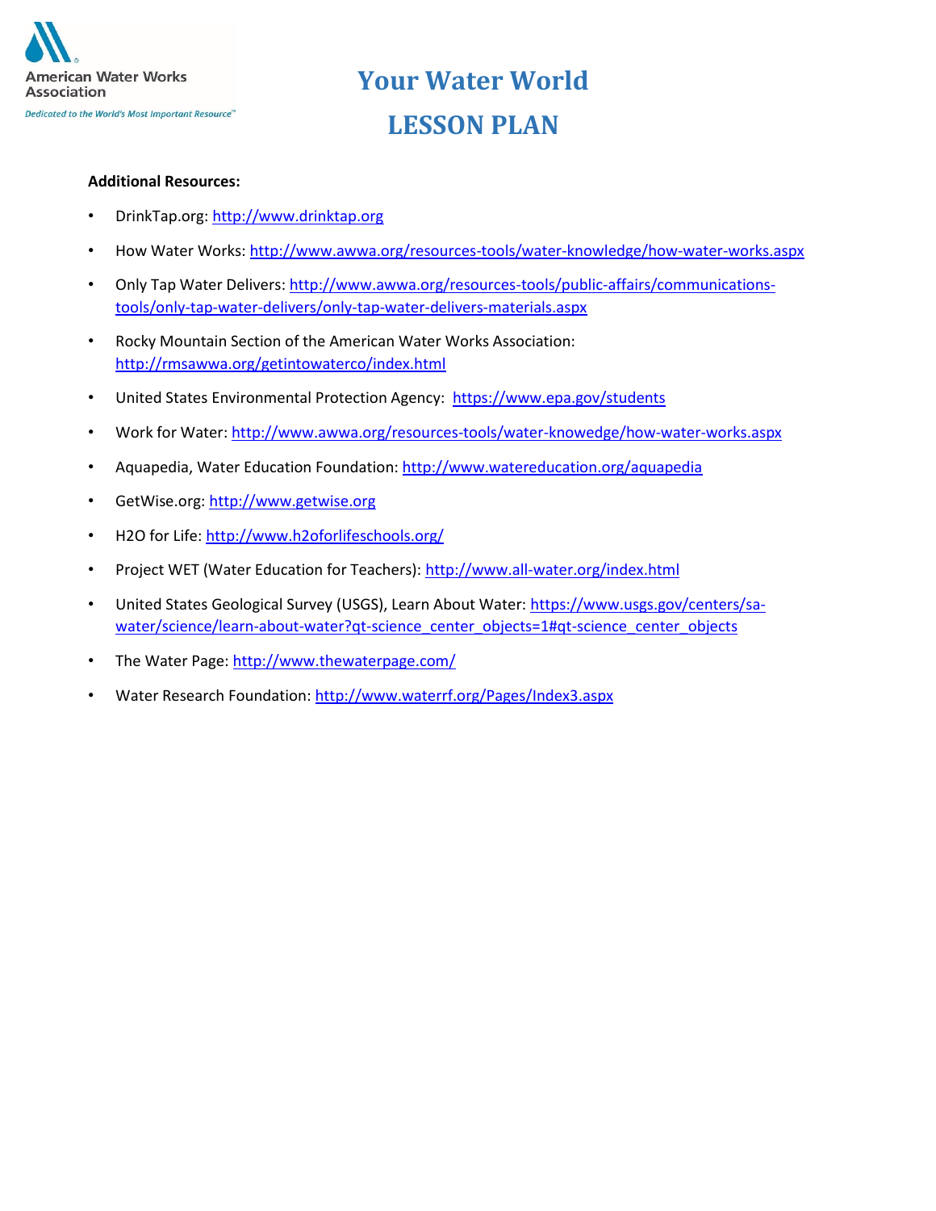**Additional Resources:**

- DrinkTap.org: http://www.drinktap.org
- How Water Works: http://www.awwa.org/resources-tools/water-knowledge/how-water-works.aspx
- Only Tap Water Delivers: http://www.awwa.org/resources-tools/public-affairs/communications-tools/only-tap-water-delivers/only-tap-water-delivers-materials.aspx
- Rocky Mountain Section of the American Water Works Association: http://rmsawwa.org/getintowaterco/index.html
- United States Environmental Protection Agency: https://www.epa.gov/students
- Work for Water: http://www.awwa.org/resources-tools/water-knowedge/how-water-works.aspx
- Aquapedia, Water Education Foundation: http://www.watereducation.org/aquapedia
- GetWise.org: http://www.getwise.org
- H2O for Life: http://www.h2oforlifeschools.org/
- Project WET (Water Education for Teachers): http://www.all-water.org/index.html
- United States Geological Survey (USGS), Learn About Water: https://www.usgs.gov/centers/sa-water/science/learn-about-water?qt-science_center_objects=1#qt-science_center_objects
- The Water Page: http://www.thewaterpage.com/
- Water Research Foundation: http://www.waterrf.org/Pages/Index3.aspx